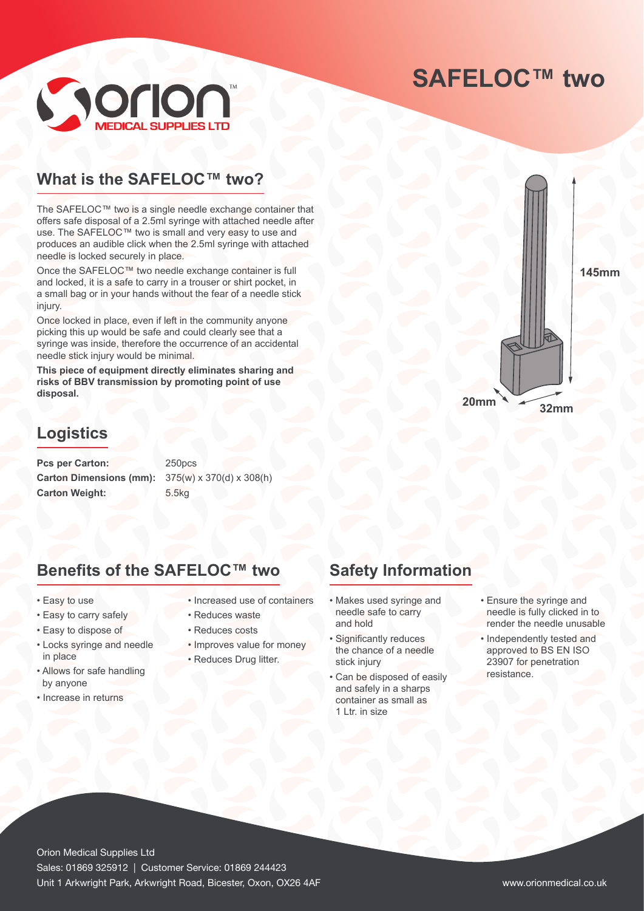# SAFELOC™ two

## What is the SAFELOC™ two?

The SAFELOC™ two is a single needle exchange container that offers safe disposal of a 2.5ml syringe with attached needle after use. The SAFELOC™ two is small and very easy to use and produces an audible click when the 2.5ml syringe with attached needle is locked securely in place.

Once the SAFELOC™ two needle exchange container is full and locked, it is a safe to carry in a trouser or shirt pocket, in a small bag or in your hands without the fear of a needle stick injury.

Once locked in place, even if left in the community anyone picking this up would be safe and could clearly see that a syringe was inside, therefore the occurrence of an accidental needle stick injury would be minimal.

**This piece of equipment directly eliminates sharing and risks of BBV transmission by promoting point of use disposal.**

145mm

20mm

32mm

## Logistics

| | |
|---|---|
| **Pcs per Carton:** | 250pcs |
| **Carton Dimensions (mm):** | 375(w) x 370(d) x 308(h) |
| **Carton Weight:** | 5.5kg |

## Benefits of the SAFELOC™ two

- Easy to use
- Easy to carry safely
- Easy to dispose of
- Locks syringe and needle in place
- Allows for safe handling by anyone
- Increase in returns
- Increased use of containers
- Reduces waste
- Reduces costs
- Improves value for money
- Reduces Drug litter.

## Safety Information

- Makes used syringe and needle safe to carry and hold
- Significantly reduces the chance of a needle stick injury
- Can be disposed of easily and safely in a sharps container as small as 1 Ltr. in size
- Ensure the syringe and needle is fully clicked in to render the needle unusable
- Independently tested and approved to BS EN ISO 23907 for penetration resistance.

Orion Medical Supplies Ltd
Sales: 01869 325912 | Customer Service: 01869 244423
Unit 1 Arkwright Park, Arkwright Road, Bicester, Oxon, OX26 4AF

www.orionmedical.co.uk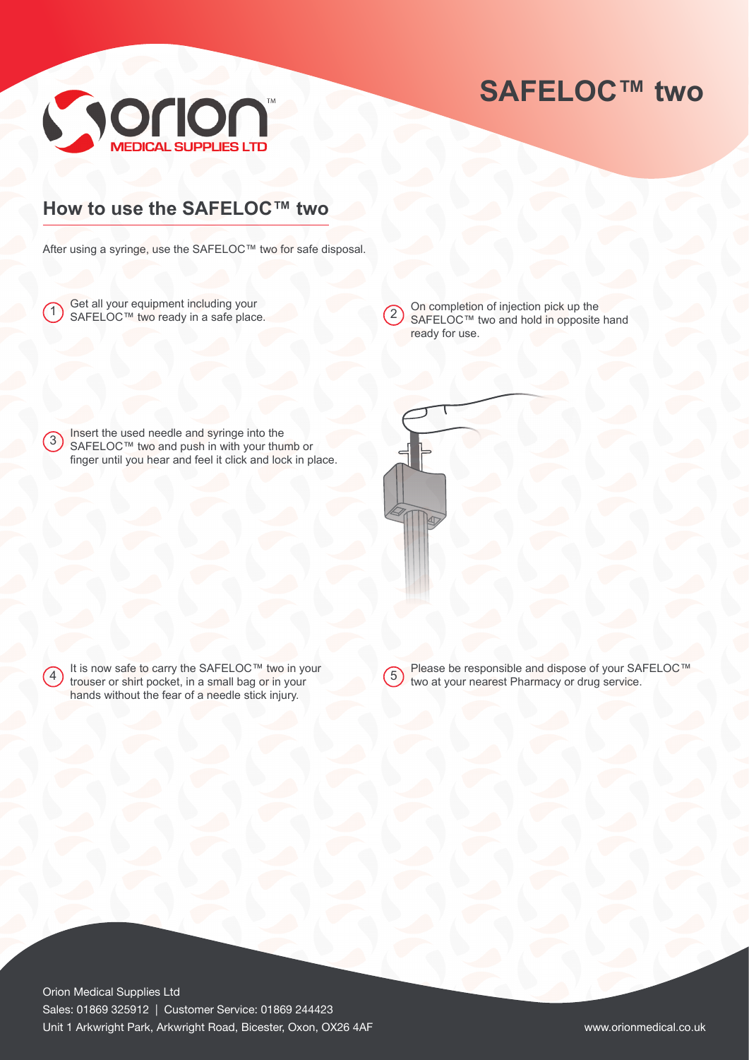# SAFELOC™ two

## How to use the SAFELOC™ two

After using a syringe, use the SAFELOC™ two for safe disposal.

1. Get all your equipment including your SAFELOC™ two ready in a safe place.
2. On completion of injection pick up the SAFELOC™ two and hold in opposite hand ready for use.
3. Insert the used needle and syringe into the SAFELOC™ two and push in with your thumb or finger until you hear and feel it click and lock in place.
4. It is now safe to carry the SAFELOC™ two in your trouser or shirt pocket, in a small bag or in your hands without the fear of a needle stick injury.
5. Please be responsible and dispose of your SAFELOC™ two at your nearest Pharmacy or drug service.

Orion Medical Supplies Ltd
Sales: 01869 325912 | Customer Service: 01869 244423
Unit 1 Arkwright Park, Arkwright Road, Bicester, Oxon, OX26 4AF

www.orionmedical.co.uk